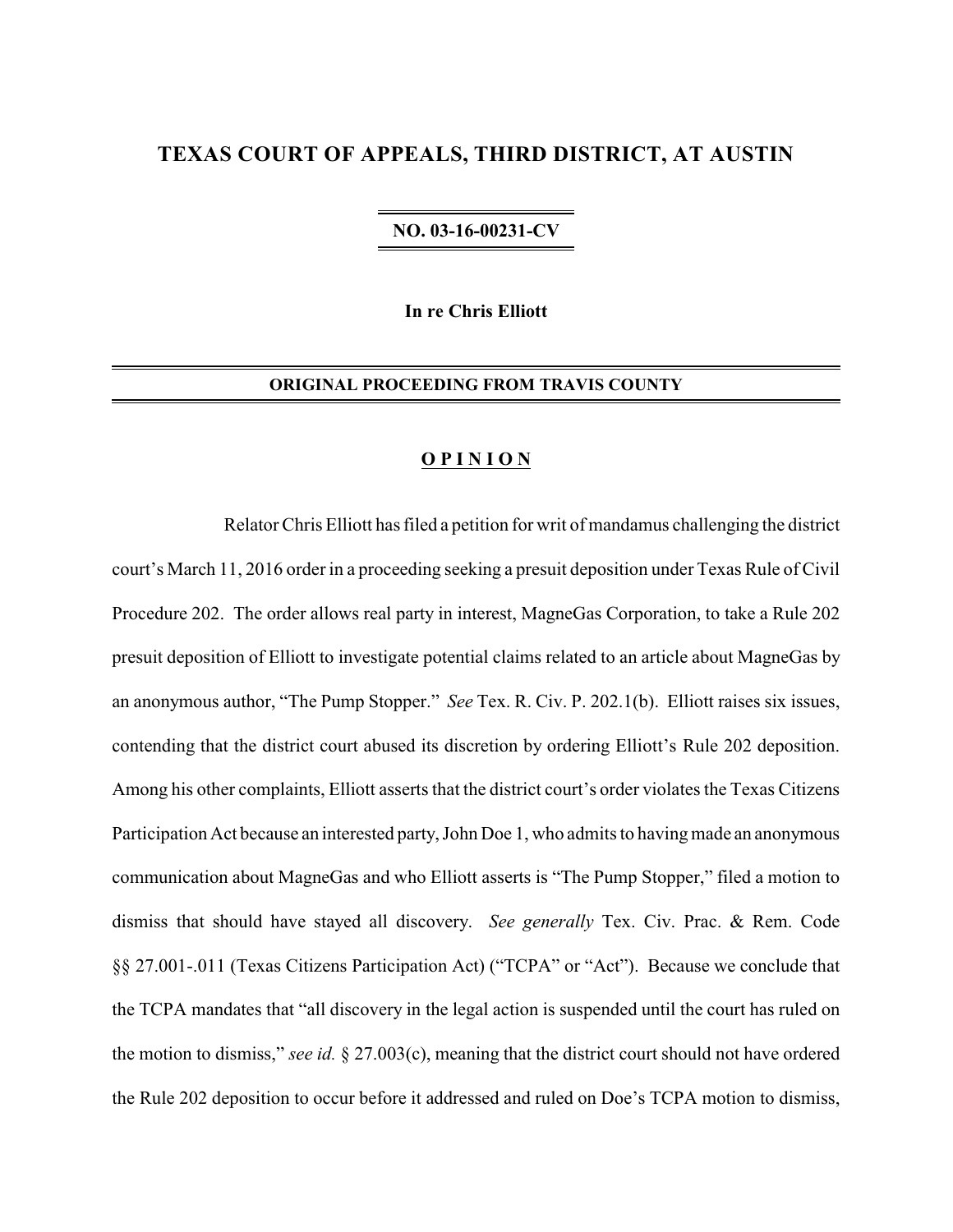# TEXAS COURT OF APPEALS, THIRD DISTRICT, AT AUSTIN

**NO. 03-16-00231-CV**

**In re Chris Elliott**

**ORIGINAL PROCEEDING FROM TRAVIS COUNTY**

## O P I N I O N

Relator Chris Elliott has filed a petition for writ of mandamus challenging the district court's March 11, 2016 order in a proceeding seeking a presuit deposition under Texas Rule of Civil Procedure 202. The order allows real party in interest, MagneGas Corporation, to take a Rule 202 presuit deposition of Elliott to investigate potential claims related to an article about MagneGas by an anonymous author, "The Pump Stopper." *See* Tex. R. Civ. P. 202.1(b). Elliott raises six issues, contending that the district court abused its discretion by ordering Elliott's Rule 202 deposition. Among his other complaints, Elliott asserts that the district court's order violates the Texas Citizens Participation Act because an interested party, John Doe 1, who admits to having made an anonymous communication about MagneGas and who Elliott asserts is "The Pump Stopper," filed a motion to dismiss that should have stayed all discovery. *See generally* Tex. Civ. Prac. & Rem. Code §§ 27.001-.011 (Texas Citizens Participation Act) ("TCPA" or "Act"). Because we conclude that the TCPA mandates that "all discovery in the legal action is suspended until the court has ruled on the motion to dismiss," *see id.* § 27.003(c), meaning that the district court should not have ordered the Rule 202 deposition to occur before it addressed and ruled on Doe's TCPA motion to dismiss,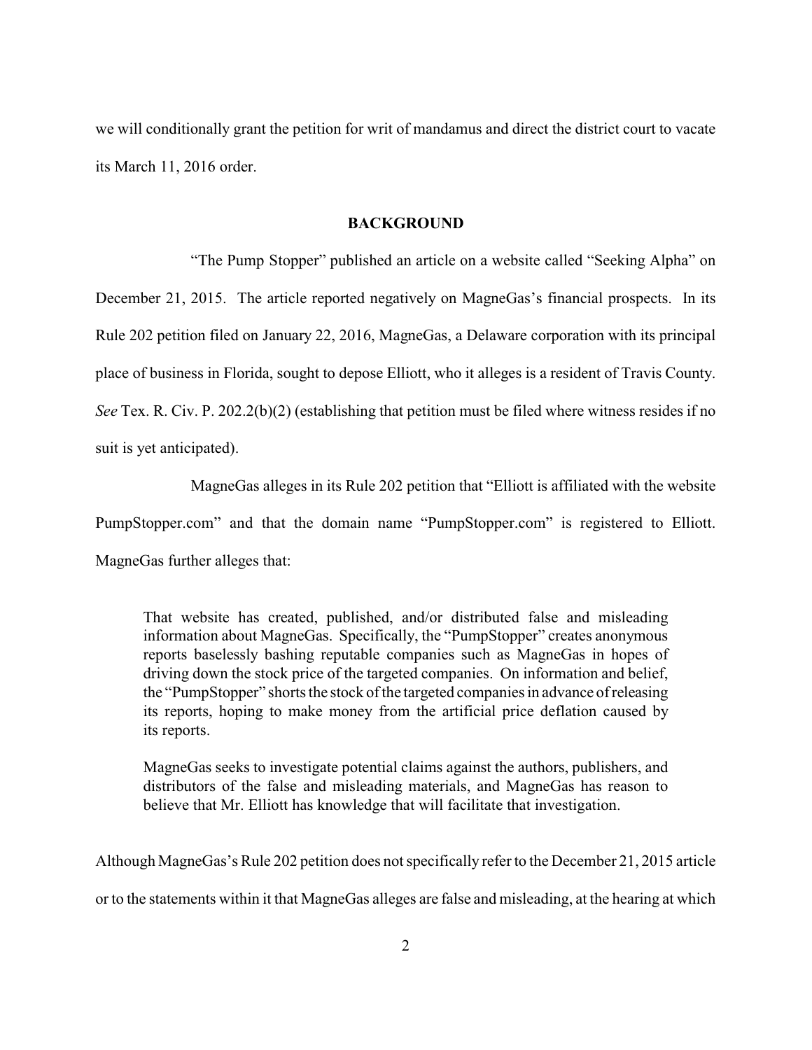we will conditionally grant the petition for writ of mandamus and direct the district court to vacate its March 11, 2016 order.

## BACKGROUND

"The Pump Stopper" published an article on a website called "Seeking Alpha" on December 21, 2015. The article reported negatively on MagneGas's financial prospects. In its Rule 202 petition filed on January 22, 2016, MagneGas, a Delaware corporation with its principal place of business in Florida, sought to depose Elliott, who it alleges is a resident of Travis County. *See* Tex. R. Civ. P. 202.2(b)(2) (establishing that petition must be filed where witness resides if no suit is yet anticipated).

MagneGas alleges in its Rule 202 petition that "Elliott is affiliated with the website PumpStopper.com" and that the domain name "PumpStopper.com" is registered to Elliott. MagneGas further alleges that:

> That website has created, published, and/or distributed false and misleading information about MagneGas. Specifically, the "PumpStopper" creates anonymous reports baselessly bashing reputable companies such as MagneGas in hopes of driving down the stock price of the targeted companies. On information and belief, the "PumpStopper" shorts the stock of the targeted companies in advance of releasing its reports, hoping to make money from the artificial price deflation caused by its reports.
>
> MagneGas seeks to investigate potential claims against the authors, publishers, and distributors of the false and misleading materials, and MagneGas has reason to believe that Mr. Elliott has knowledge that will facilitate that investigation.

Although MagneGas's Rule 202 petition does not specifically refer to the December 21, 2015 article or to the statements within it that MagneGas alleges are false and misleading, at the hearing at which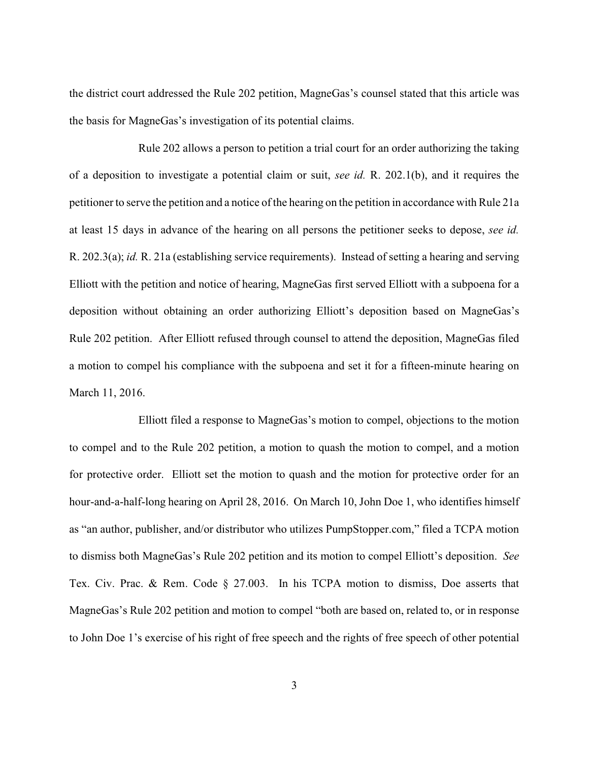the district court addressed the Rule 202 petition, MagneGas's counsel stated that this article was the basis for MagneGas's investigation of its potential claims.

Rule 202 allows a person to petition a trial court for an order authorizing the taking of a deposition to investigate a potential claim or suit, *see id.* R. 202.1(b), and it requires the petitioner to serve the petition and a notice of the hearing on the petition in accordance with Rule 21a at least 15 days in advance of the hearing on all persons the petitioner seeks to depose, *see id.* R. 202.3(a); *id.* R. 21a (establishing service requirements). Instead of setting a hearing and serving Elliott with the petition and notice of hearing, MagneGas first served Elliott with a subpoena for a deposition without obtaining an order authorizing Elliott's deposition based on MagneGas's Rule 202 petition. After Elliott refused through counsel to attend the deposition, MagneGas filed a motion to compel his compliance with the subpoena and set it for a fifteen-minute hearing on March 11, 2016.

Elliott filed a response to MagneGas's motion to compel, objections to the motion to compel and to the Rule 202 petition, a motion to quash the motion to compel, and a motion for protective order. Elliott set the motion to quash and the motion for protective order for an hour-and-a-half-long hearing on April 28, 2016. On March 10, John Doe 1, who identifies himself as "an author, publisher, and/or distributor who utilizes PumpStopper.com," filed a TCPA motion to dismiss both MagneGas's Rule 202 petition and its motion to compel Elliott's deposition. *See* Tex. Civ. Prac. & Rem. Code § 27.003. In his TCPA motion to dismiss, Doe asserts that MagneGas's Rule 202 petition and motion to compel "both are based on, related to, or in response to John Doe 1's exercise of his right of free speech and the rights of free speech of other potential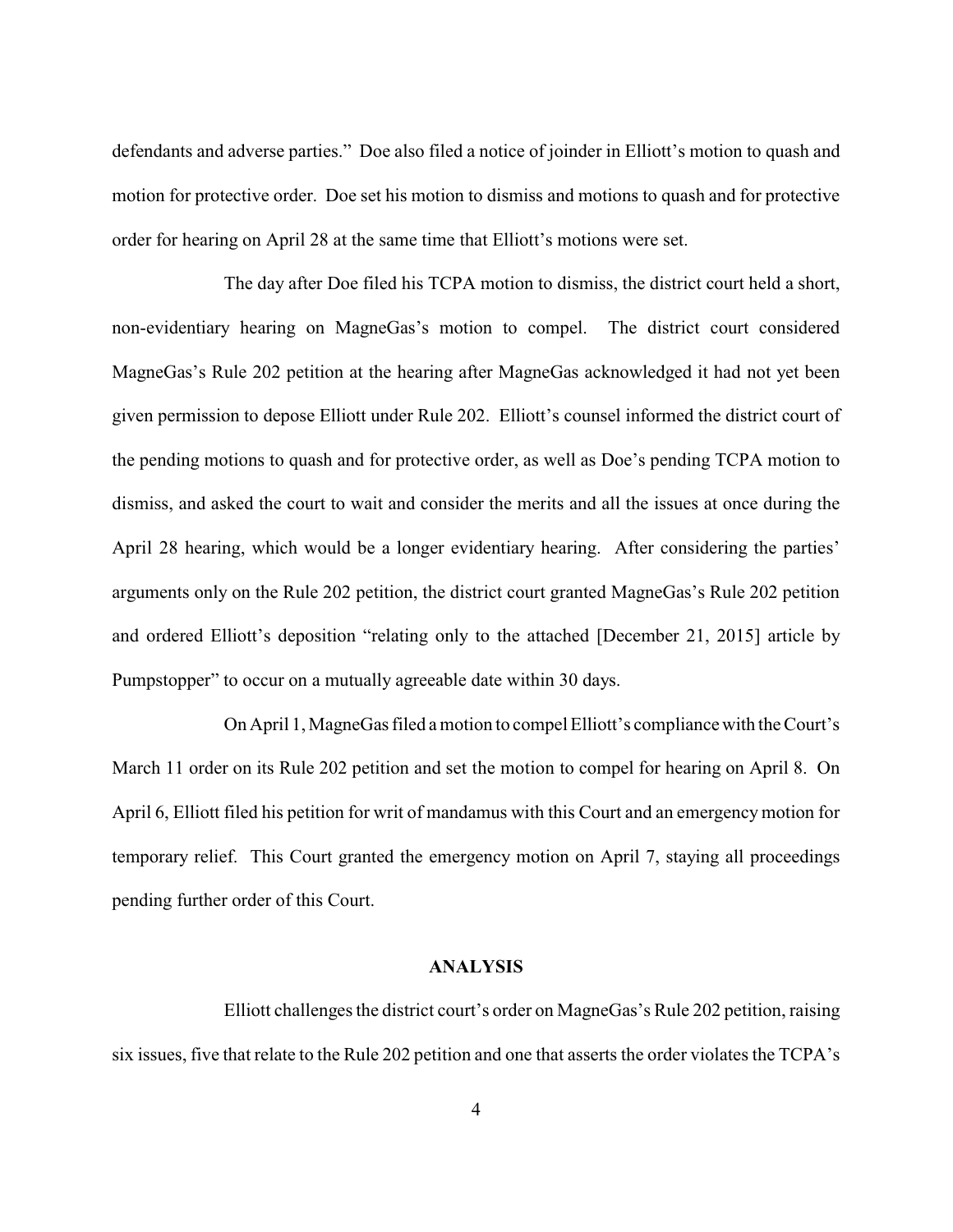defendants and adverse parties." Doe also filed a notice of joinder in Elliott's motion to quash and motion for protective order. Doe set his motion to dismiss and motions to quash and for protective order for hearing on April 28 at the same time that Elliott's motions were set.

The day after Doe filed his TCPA motion to dismiss, the district court held a short, non-evidentiary hearing on MagneGas's motion to compel. The district court considered MagneGas's Rule 202 petition at the hearing after MagneGas acknowledged it had not yet been given permission to depose Elliott under Rule 202. Elliott's counsel informed the district court of the pending motions to quash and for protective order, as well as Doe's pending TCPA motion to dismiss, and asked the court to wait and consider the merits and all the issues at once during the April 28 hearing, which would be a longer evidentiary hearing. After considering the parties' arguments only on the Rule 202 petition, the district court granted MagneGas's Rule 202 petition and ordered Elliott's deposition "relating only to the attached [December 21, 2015] article by Pumpstopper" to occur on a mutually agreeable date within 30 days.

On April 1, MagneGas filed a motion to compel Elliott's compliance with the Court's March 11 order on its Rule 202 petition and set the motion to compel for hearing on April 8. On April 6, Elliott filed his petition for writ of mandamus with this Court and an emergency motion for temporary relief. This Court granted the emergency motion on April 7, staying all proceedings pending further order of this Court.

## ANALYSIS

Elliott challenges the district court's order on MagneGas's Rule 202 petition, raising six issues, five that relate to the Rule 202 petition and one that asserts the order violates the TCPA's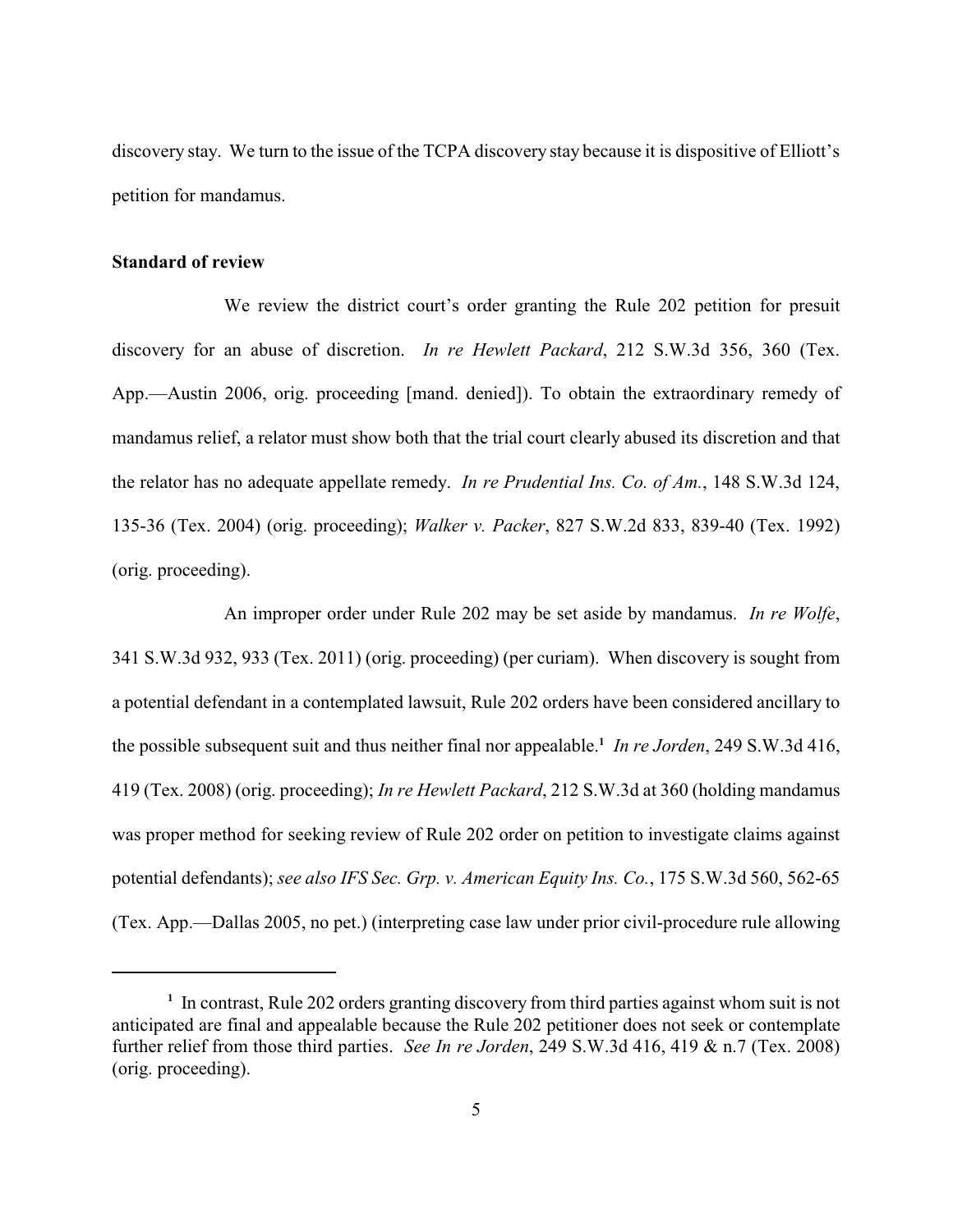discovery stay. We turn to the issue of the TCPA discovery stay because it is dispositive of Elliott's petition for mandamus.

**Standard of review**

We review the district court's order granting the Rule 202 petition for presuit discovery for an abuse of discretion. *In re Hewlett Packard*, 212 S.W.3d 356, 360 (Tex. App.—Austin 2006, orig. proceeding [mand. denied]). To obtain the extraordinary remedy of mandamus relief, a relator must show both that the trial court clearly abused its discretion and that the relator has no adequate appellate remedy. *In re Prudential Ins. Co. of Am.*, 148 S.W.3d 124, 135-36 (Tex. 2004) (orig. proceeding); *Walker v. Packer*, 827 S.W.2d 833, 839-40 (Tex. 1992) (orig. proceeding).

An improper order under Rule 202 may be set aside by mandamus. *In re Wolfe*, 341 S.W.3d 932, 933 (Tex. 2011) (orig. proceeding) (per curiam). When discovery is sought from a potential defendant in a contemplated lawsuit, Rule 202 orders have been considered ancillary to the possible subsequent suit and thus neither final nor appealable.[1] *In re Jorden*, 249 S.W.3d 416, 419 (Tex. 2008) (orig. proceeding); *In re Hewlett Packard*, 212 S.W.3d at 360 (holding mandamus was proper method for seeking review of Rule 202 order on petition to investigate claims against potential defendants); *see also IFS Sec. Grp. v. American Equity Ins. Co.*, 175 S.W.3d 560, 562-65 (Tex. App.—Dallas 2005, no pet.) (interpreting case law under prior civil-procedure rule allowing

---

[1] In contrast, Rule 202 orders granting discovery from third parties against whom suit is not anticipated are final and appealable because the Rule 202 petitioner does not seek or contemplate further relief from those third parties. *See In re Jorden*, 249 S.W.3d 416, 419 & n.7 (Tex. 2008) (orig. proceeding).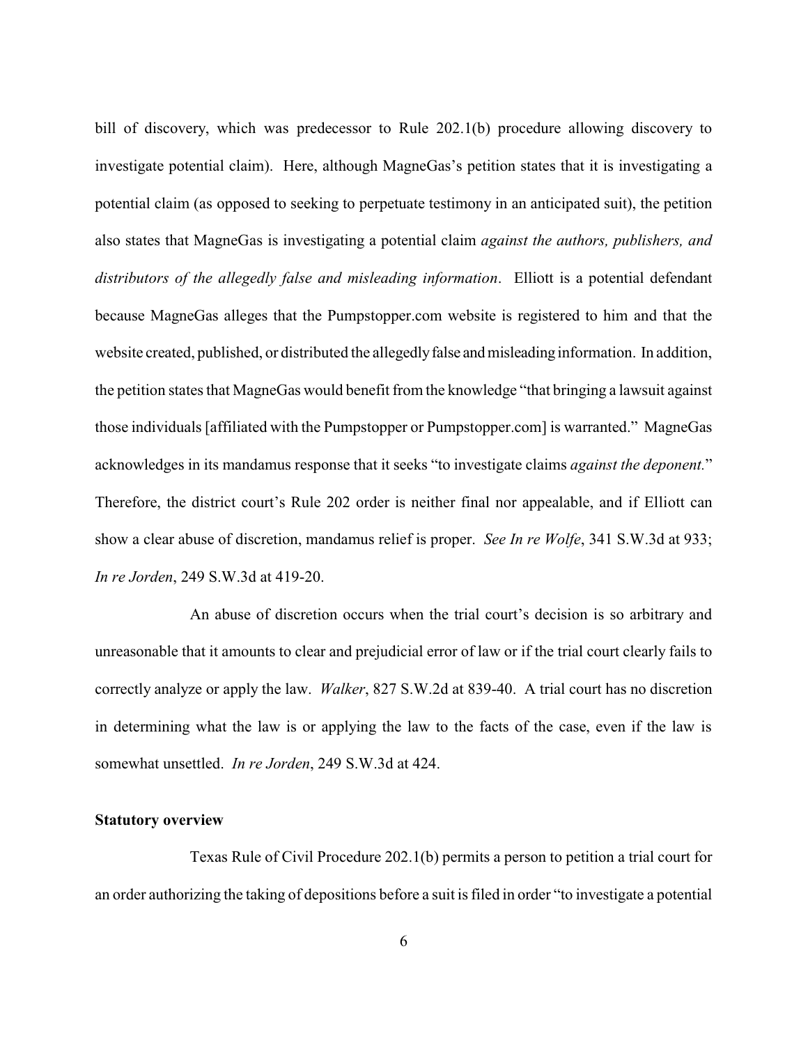bill of discovery, which was predecessor to Rule 202.1(b) procedure allowing discovery to investigate potential claim). Here, although MagneGas's petition states that it is investigating a potential claim (as opposed to seeking to perpetuate testimony in an anticipated suit), the petition also states that MagneGas is investigating a potential claim *against the authors, publishers, and distributors of the allegedly false and misleading information*. Elliott is a potential defendant because MagneGas alleges that the Pumpstopper.com website is registered to him and that the website created, published, or distributed the allegedly false and misleading information. In addition, the petition states that MagneGas would benefit from the knowledge "that bringing a lawsuit against those individuals [affiliated with the Pumpstopper or Pumpstopper.com] is warranted." MagneGas acknowledges in its mandamus response that it seeks "to investigate claims *against the deponent.*" Therefore, the district court's Rule 202 order is neither final nor appealable, and if Elliott can show a clear abuse of discretion, mandamus relief is proper. *See In re Wolfe*, 341 S.W.3d at 933; *In re Jorden*, 249 S.W.3d at 419-20.

An abuse of discretion occurs when the trial court's decision is so arbitrary and unreasonable that it amounts to clear and prejudicial error of law or if the trial court clearly fails to correctly analyze or apply the law. *Walker*, 827 S.W.2d at 839-40. A trial court has no discretion in determining what the law is or applying the law to the facts of the case, even if the law is somewhat unsettled. *In re Jorden*, 249 S.W.3d at 424.

**Statutory overview**

Texas Rule of Civil Procedure 202.1(b) permits a person to petition a trial court for an order authorizing the taking of depositions before a suit is filed in order "to investigate a potential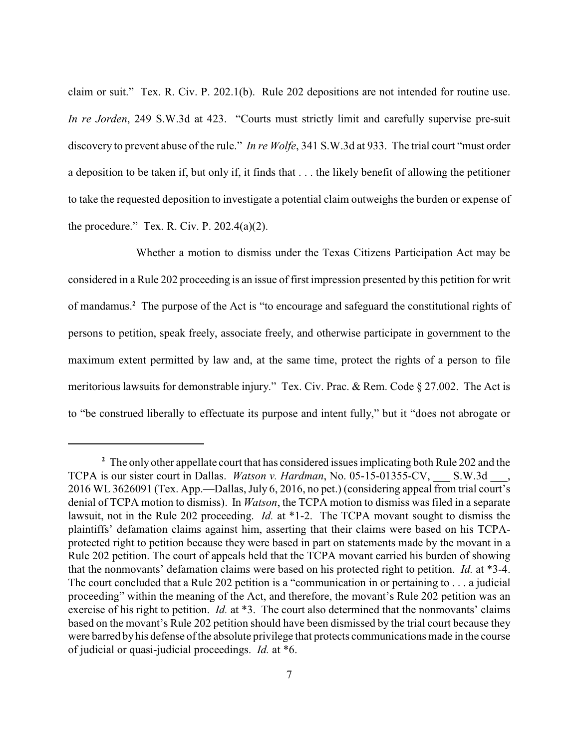claim or suit." Tex. R. Civ. P. 202.1(b). Rule 202 depositions are not intended for routine use. *In re Jorden*, 249 S.W.3d at 423. "Courts must strictly limit and carefully supervise pre-suit discovery to prevent abuse of the rule." *In re Wolfe*, 341 S.W.3d at 933. The trial court "must order a deposition to be taken if, but only if, it finds that . . . the likely benefit of allowing the petitioner to take the requested deposition to investigate a potential claim outweighs the burden or expense of the procedure." Tex. R. Civ. P. 202.4(a)(2).

Whether a motion to dismiss under the Texas Citizens Participation Act may be considered in a Rule 202 proceeding is an issue of first impression presented by this petition for writ of mandamus.[2] The purpose of the Act is "to encourage and safeguard the constitutional rights of persons to petition, speak freely, associate freely, and otherwise participate in government to the maximum extent permitted by law and, at the same time, protect the rights of a person to file meritorious lawsuits for demonstrable injury." Tex. Civ. Prac. & Rem. Code § 27.002. The Act is to "be construed liberally to effectuate its purpose and intent fully," but it "does not abrogate or

---

[2] The only other appellate court that has considered issues implicating both Rule 202 and the TCPA is our sister court in Dallas. *Watson v. Hardman*, No. 05-15-01355-CV, ___ S.W.3d ___, 2016 WL 3626091 (Tex. App.—Dallas, July 6, 2016, no pet.) (considering appeal from trial court's denial of TCPA motion to dismiss). In *Watson*, the TCPA motion to dismiss was filed in a separate lawsuit, not in the Rule 202 proceeding. *Id.* at *1-2. The TCPA movant sought to dismiss the plaintiffs' defamation claims against him, asserting that their claims were based on his TCPA-protected right to petition because they were based in part on statements made by the movant in a Rule 202 petition. The court of appeals held that the TCPA movant carried his burden of showing that the nonmovants' defamation claims were based on his protected right to petition. *Id.* at *3-4. The court concluded that a Rule 202 petition is a "communication in or pertaining to . . . a judicial proceeding" within the meaning of the Act, and therefore, the movant's Rule 202 petition was an exercise of his right to petition. *Id.* at *3. The court also determined that the nonmovants' claims based on the movant's Rule 202 petition should have been dismissed by the trial court because they were barred by his defense of the absolute privilege that protects communications made in the course of judicial or quasi-judicial proceedings. *Id.* at *6.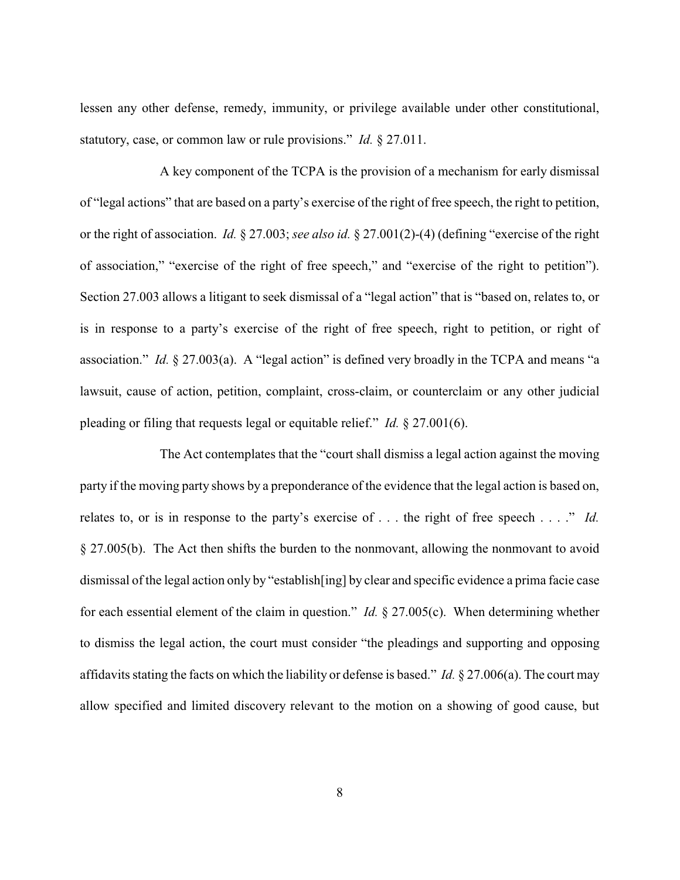lessen any other defense, remedy, immunity, or privilege available under other constitutional, statutory, case, or common law or rule provisions." *Id.* § 27.011.

A key component of the TCPA is the provision of a mechanism for early dismissal of "legal actions" that are based on a party's exercise of the right of free speech, the right to petition, or the right of association. *Id.* § 27.003; *see also id.* § 27.001(2)-(4) (defining "exercise of the right of association," "exercise of the right of free speech," and "exercise of the right to petition"). Section 27.003 allows a litigant to seek dismissal of a "legal action" that is "based on, relates to, or is in response to a party's exercise of the right of free speech, right to petition, or right of association." *Id.* § 27.003(a). A "legal action" is defined very broadly in the TCPA and means "a lawsuit, cause of action, petition, complaint, cross-claim, or counterclaim or any other judicial pleading or filing that requests legal or equitable relief." *Id.* § 27.001(6).

The Act contemplates that the "court shall dismiss a legal action against the moving party if the moving party shows by a preponderance of the evidence that the legal action is based on, relates to, or is in response to the party's exercise of . . . the right of free speech . . . ." *Id.* § 27.005(b). The Act then shifts the burden to the nonmovant, allowing the nonmovant to avoid dismissal of the legal action only by "establish[ing] by clear and specific evidence a prima facie case for each essential element of the claim in question." *Id.* § 27.005(c). When determining whether to dismiss the legal action, the court must consider "the pleadings and supporting and opposing affidavits stating the facts on which the liability or defense is based." *Id.* § 27.006(a). The court may allow specified and limited discovery relevant to the motion on a showing of good cause, but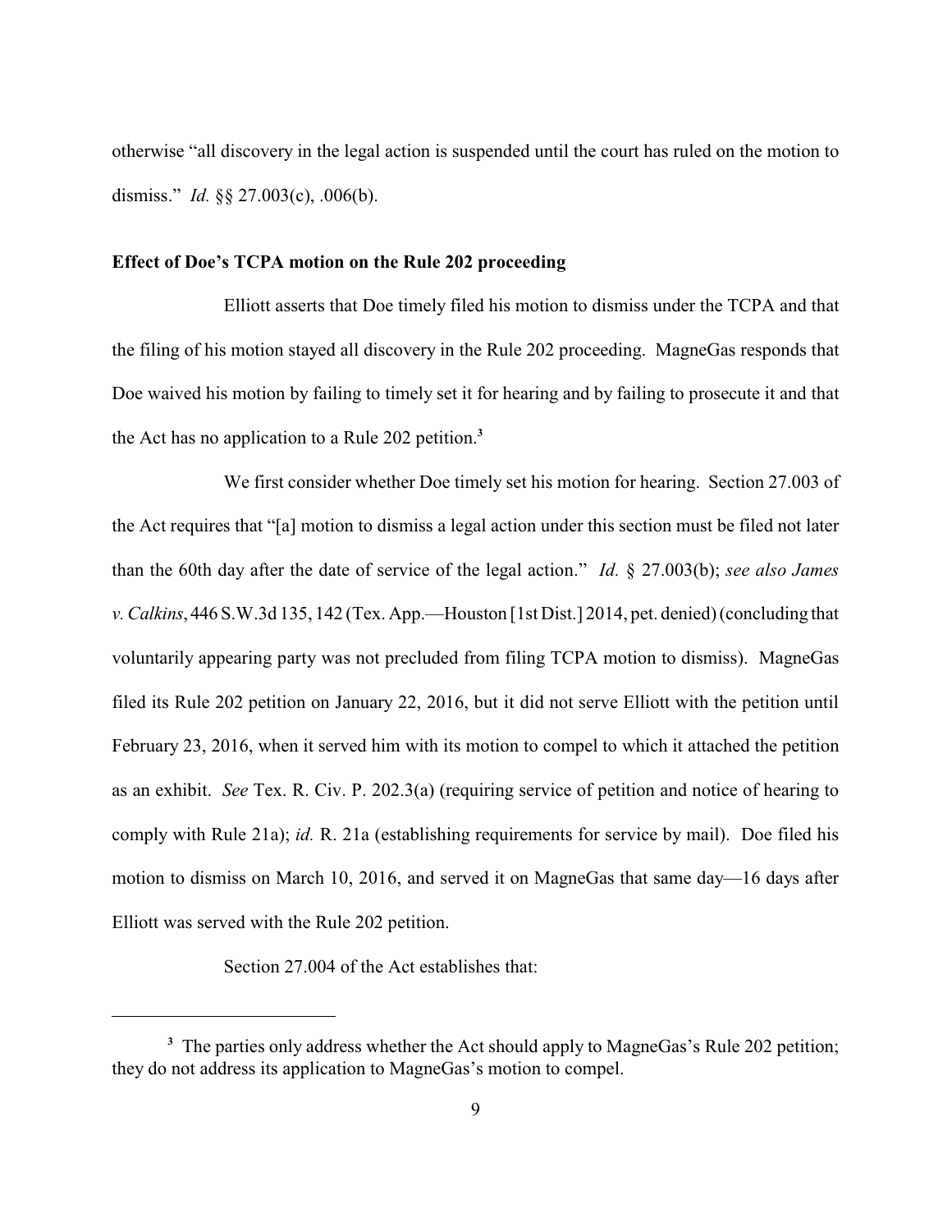otherwise "all discovery in the legal action is suspended until the court has ruled on the motion to dismiss." *Id.* §§ 27.003(c), .006(b).

**Effect of Doe's TCPA motion on the Rule 202 proceeding**

Elliott asserts that Doe timely filed his motion to dismiss under the TCPA and that the filing of his motion stayed all discovery in the Rule 202 proceeding. MagneGas responds that Doe waived his motion by failing to timely set it for hearing and by failing to prosecute it and that the Act has no application to a Rule 202 petition.[3]

We first consider whether Doe timely set his motion for hearing. Section 27.003 of the Act requires that "[a] motion to dismiss a legal action under this section must be filed not later than the 60th day after the date of service of the legal action." *Id.* § 27.003(b); *see also James v. Calkins*, 446 S.W.3d 135, 142 (Tex. App.—Houston [1st Dist.] 2014, pet. denied) (concluding that voluntarily appearing party was not precluded from filing TCPA motion to dismiss). MagneGas filed its Rule 202 petition on January 22, 2016, but it did not serve Elliott with the petition until February 23, 2016, when it served him with its motion to compel to which it attached the petition as an exhibit. *See* Tex. R. Civ. P. 202.3(a) (requiring service of petition and notice of hearing to comply with Rule 21a); *id.* R. 21a (establishing requirements for service by mail). Doe filed his motion to dismiss on March 10, 2016, and served it on MagneGas that same day—16 days after Elliott was served with the Rule 202 petition.

Section 27.004 of the Act establishes that:

[3] The parties only address whether the Act should apply to MagneGas's Rule 202 petition; they do not address its application to MagneGas's motion to compel.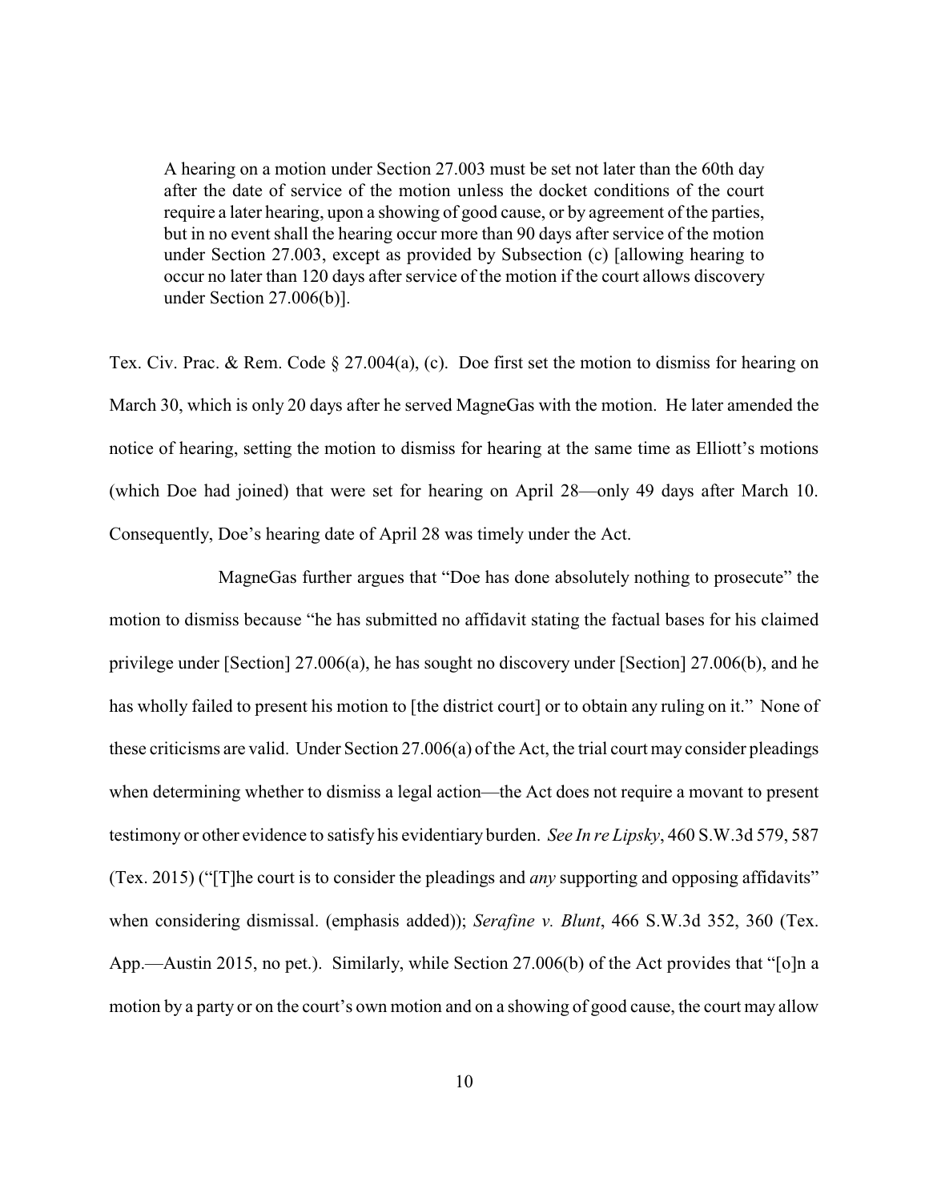> A hearing on a motion under Section 27.003 must be set not later than the 60th day after the date of service of the motion unless the docket conditions of the court require a later hearing, upon a showing of good cause, or by agreement of the parties, but in no event shall the hearing occur more than 90 days after service of the motion under Section 27.003, except as provided by Subsection (c) [allowing hearing to occur no later than 120 days after service of the motion if the court allows discovery under Section 27.006(b)].

Tex. Civ. Prac. & Rem. Code § 27.004(a), (c). Doe first set the motion to dismiss for hearing on March 30, which is only 20 days after he served MagneGas with the motion. He later amended the notice of hearing, setting the motion to dismiss for hearing at the same time as Elliott's motions (which Doe had joined) that were set for hearing on April 28—only 49 days after March 10. Consequently, Doe's hearing date of April 28 was timely under the Act.

MagneGas further argues that "Doe has done absolutely nothing to prosecute" the motion to dismiss because "he has submitted no affidavit stating the factual bases for his claimed privilege under [Section] 27.006(a), he has sought no discovery under [Section] 27.006(b), and he has wholly failed to present his motion to [the district court] or to obtain any ruling on it." None of these criticisms are valid. Under Section 27.006(a) of the Act, the trial court may consider pleadings when determining whether to dismiss a legal action—the Act does not require a movant to present testimony or other evidence to satisfy his evidentiary burden. *See In re Lipsky*, 460 S.W.3d 579, 587 (Tex. 2015) ("[T]he court is to consider the pleadings and *any* supporting and opposing affidavits" when considering dismissal. (emphasis added)); *Serafine v. Blunt*, 466 S.W.3d 352, 360 (Tex. App.—Austin 2015, no pet.). Similarly, while Section 27.006(b) of the Act provides that "[o]n a motion by a party or on the court's own motion and on a showing of good cause, the court may allow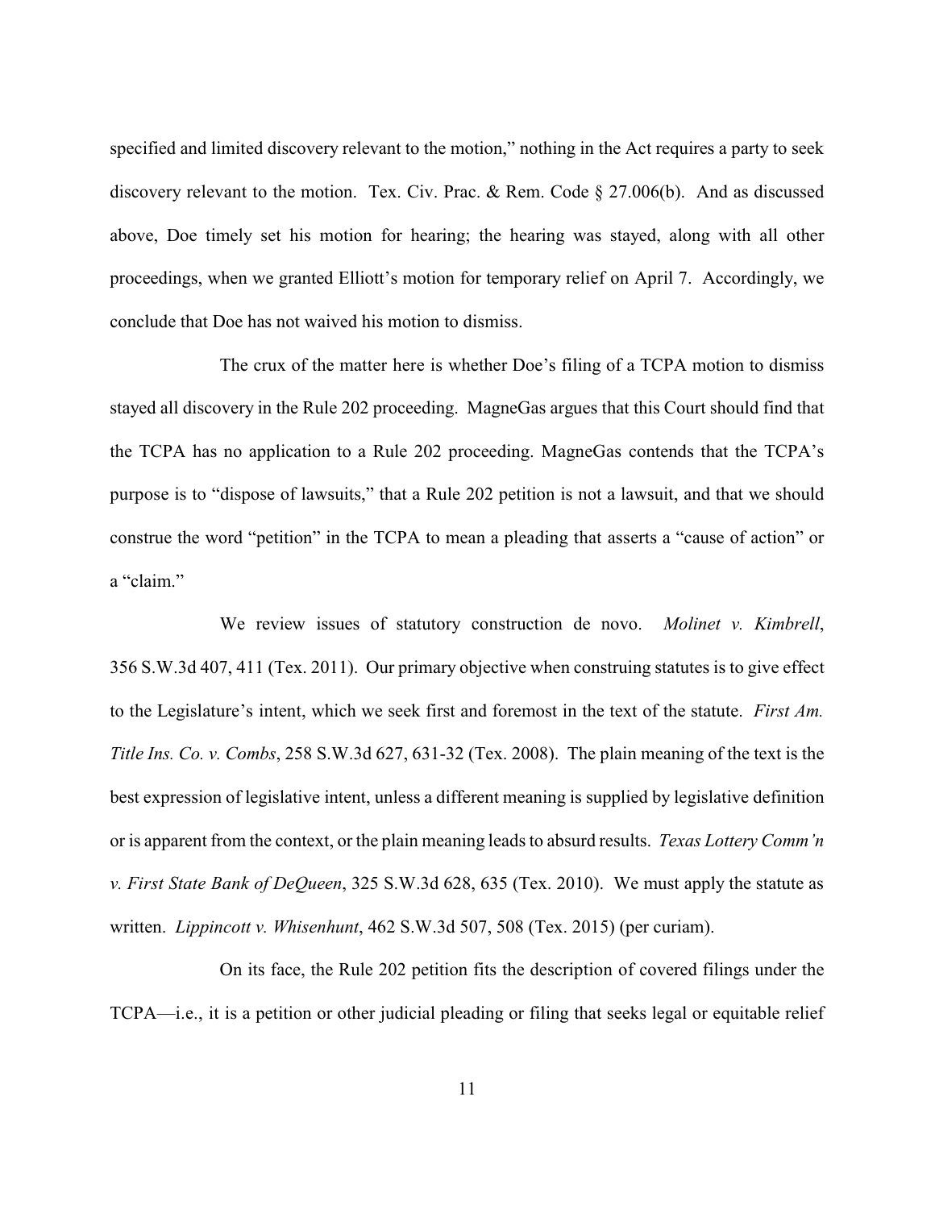specified and limited discovery relevant to the motion," nothing in the Act requires a party to seek discovery relevant to the motion. Tex. Civ. Prac. & Rem. Code § 27.006(b). And as discussed above, Doe timely set his motion for hearing; the hearing was stayed, along with all other proceedings, when we granted Elliott's motion for temporary relief on April 7. Accordingly, we conclude that Doe has not waived his motion to dismiss.

The crux of the matter here is whether Doe's filing of a TCPA motion to dismiss stayed all discovery in the Rule 202 proceeding. MagneGas argues that this Court should find that the TCPA has no application to a Rule 202 proceeding. MagneGas contends that the TCPA's purpose is to "dispose of lawsuits," that a Rule 202 petition is not a lawsuit, and that we should construe the word "petition" in the TCPA to mean a pleading that asserts a "cause of action" or a "claim."

We review issues of statutory construction de novo. *Molinet v. Kimbrell*, 356 S.W.3d 407, 411 (Tex. 2011). Our primary objective when construing statutes is to give effect to the Legislature's intent, which we seek first and foremost in the text of the statute. *First Am. Title Ins. Co. v. Combs*, 258 S.W.3d 627, 631-32 (Tex. 2008). The plain meaning of the text is the best expression of legislative intent, unless a different meaning is supplied by legislative definition or is apparent from the context, or the plain meaning leads to absurd results. *Texas Lottery Comm'n v. First State Bank of DeQueen*, 325 S.W.3d 628, 635 (Tex. 2010). We must apply the statute as written. *Lippincott v. Whisenhunt*, 462 S.W.3d 507, 508 (Tex. 2015) (per curiam).

On its face, the Rule 202 petition fits the description of covered filings under the TCPA—i.e., it is a petition or other judicial pleading or filing that seeks legal or equitable relief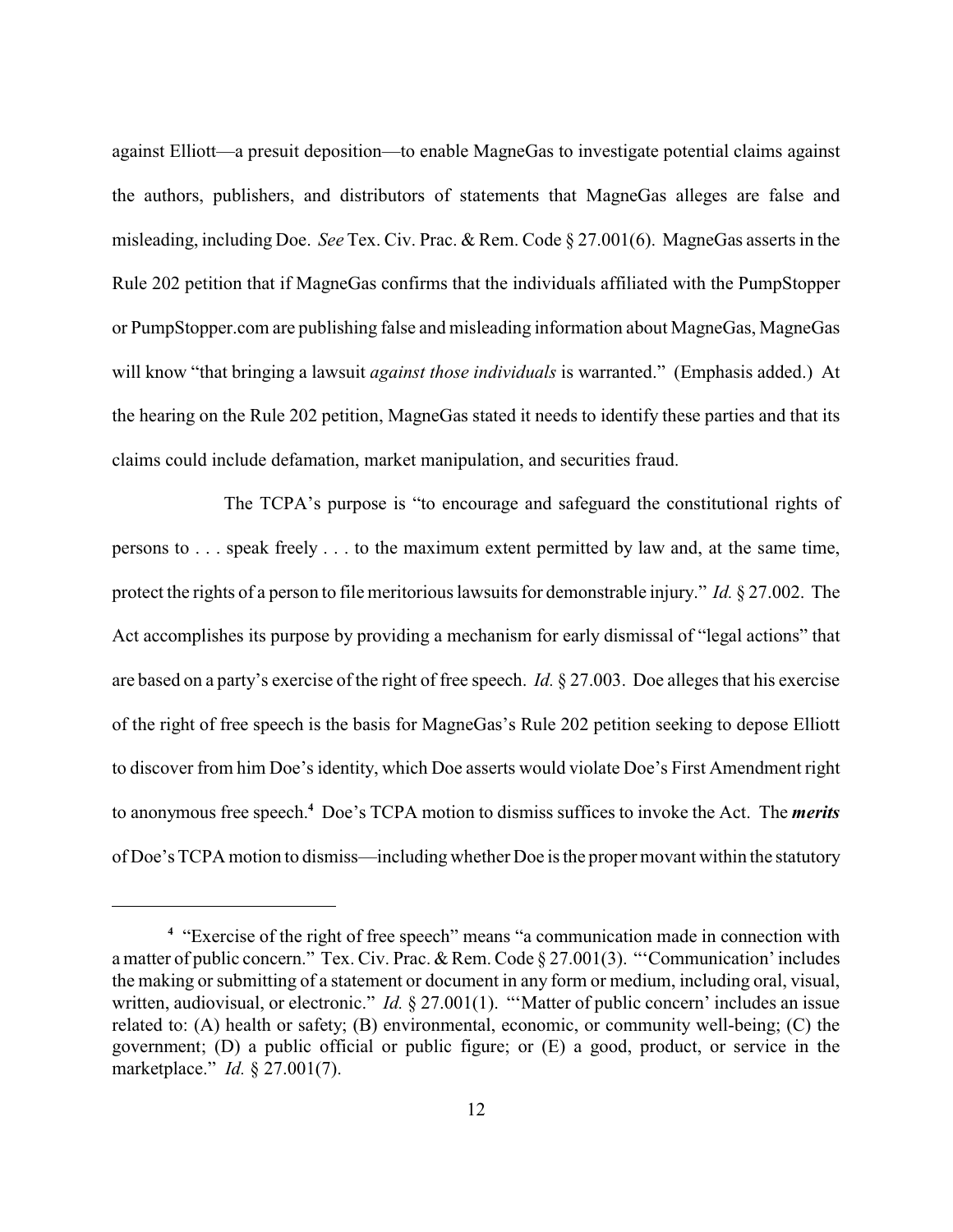against Elliott—a presuit deposition—to enable MagneGas to investigate potential claims against the authors, publishers, and distributors of statements that MagneGas alleges are false and misleading, including Doe. *See* Tex. Civ. Prac. & Rem. Code § 27.001(6). MagneGas asserts in the Rule 202 petition that if MagneGas confirms that the individuals affiliated with the PumpStopper or PumpStopper.com are publishing false and misleading information about MagneGas, MagneGas will know "that bringing a lawsuit *against those individuals* is warranted." (Emphasis added.) At the hearing on the Rule 202 petition, MagneGas stated it needs to identify these parties and that its claims could include defamation, market manipulation, and securities fraud.

The TCPA's purpose is "to encourage and safeguard the constitutional rights of persons to . . . speak freely . . . to the maximum extent permitted by law and, at the same time, protect the rights of a person to file meritorious lawsuits for demonstrable injury." *Id.* § 27.002. The Act accomplishes its purpose by providing a mechanism for early dismissal of "legal actions" that are based on a party's exercise of the right of free speech. *Id.* § 27.003. Doe alleges that his exercise of the right of free speech is the basis for MagneGas's Rule 202 petition seeking to depose Elliott to discover from him Doe's identity, which Doe asserts would violate Doe's First Amendment right to anonymous free speech.[4] Doe's TCPA motion to dismiss suffices to invoke the Act. The ***merits*** of Doe's TCPA motion to dismiss—including whether Doe is the proper movant within the statutory

---

[4] "Exercise of the right of free speech" means "a communication made in connection with a matter of public concern." Tex. Civ. Prac. & Rem. Code § 27.001(3). "'Communication' includes the making or submitting of a statement or document in any form or medium, including oral, visual, written, audiovisual, or electronic." *Id.* § 27.001(1). "'Matter of public concern' includes an issue related to: (A) health or safety; (B) environmental, economic, or community well-being; (C) the government; (D) a public official or public figure; or (E) a good, product, or service in the marketplace." *Id.* § 27.001(7).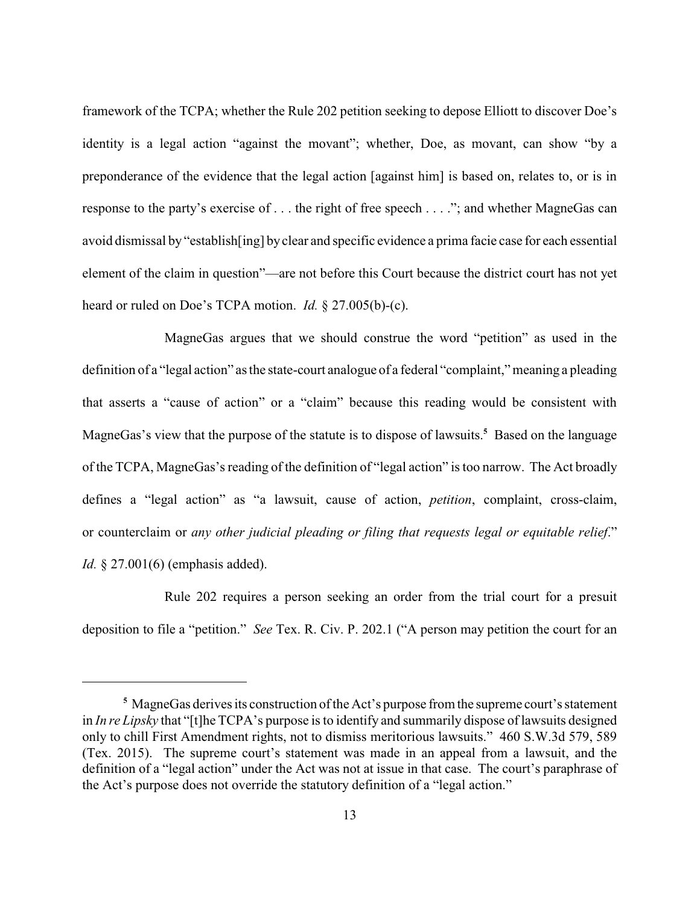framework of the TCPA; whether the Rule 202 petition seeking to depose Elliott to discover Doe's identity is a legal action "against the movant"; whether, Doe, as movant, can show "by a preponderance of the evidence that the legal action [against him] is based on, relates to, or is in response to the party's exercise of . . . the right of free speech . . . ."; and whether MagneGas can avoid dismissal by "establish[ing] by clear and specific evidence a prima facie case for each essential element of the claim in question"—are not before this Court because the district court has not yet heard or ruled on Doe's TCPA motion. *Id.* § 27.005(b)-(c).

MagneGas argues that we should construe the word "petition" as used in the definition of a "legal action" as the state-court analogue of a federal "complaint," meaning a pleading that asserts a "cause of action" or a "claim" because this reading would be consistent with MagneGas's view that the purpose of the statute is to dispose of lawsuits.[5] Based on the language of the TCPA, MagneGas's reading of the definition of "legal action" is too narrow. The Act broadly defines a "legal action" as "a lawsuit, cause of action, *petition*, complaint, cross-claim, or counterclaim or *any other judicial pleading or filing that requests legal or equitable relief*." *Id.* § 27.001(6) (emphasis added).

Rule 202 requires a person seeking an order from the trial court for a presuit deposition to file a "petition." *See* Tex. R. Civ. P. 202.1 ("A person may petition the court for an

---

[5] MagneGas derives its construction of the Act's purpose from the supreme court's statement in *In re Lipsky* that "[t]he TCPA's purpose is to identify and summarily dispose of lawsuits designed only to chill First Amendment rights, not to dismiss meritorious lawsuits." 460 S.W.3d 579, 589 (Tex. 2015). The supreme court's statement was made in an appeal from a lawsuit, and the definition of a "legal action" under the Act was not at issue in that case. The court's paraphrase of the Act's purpose does not override the statutory definition of a "legal action."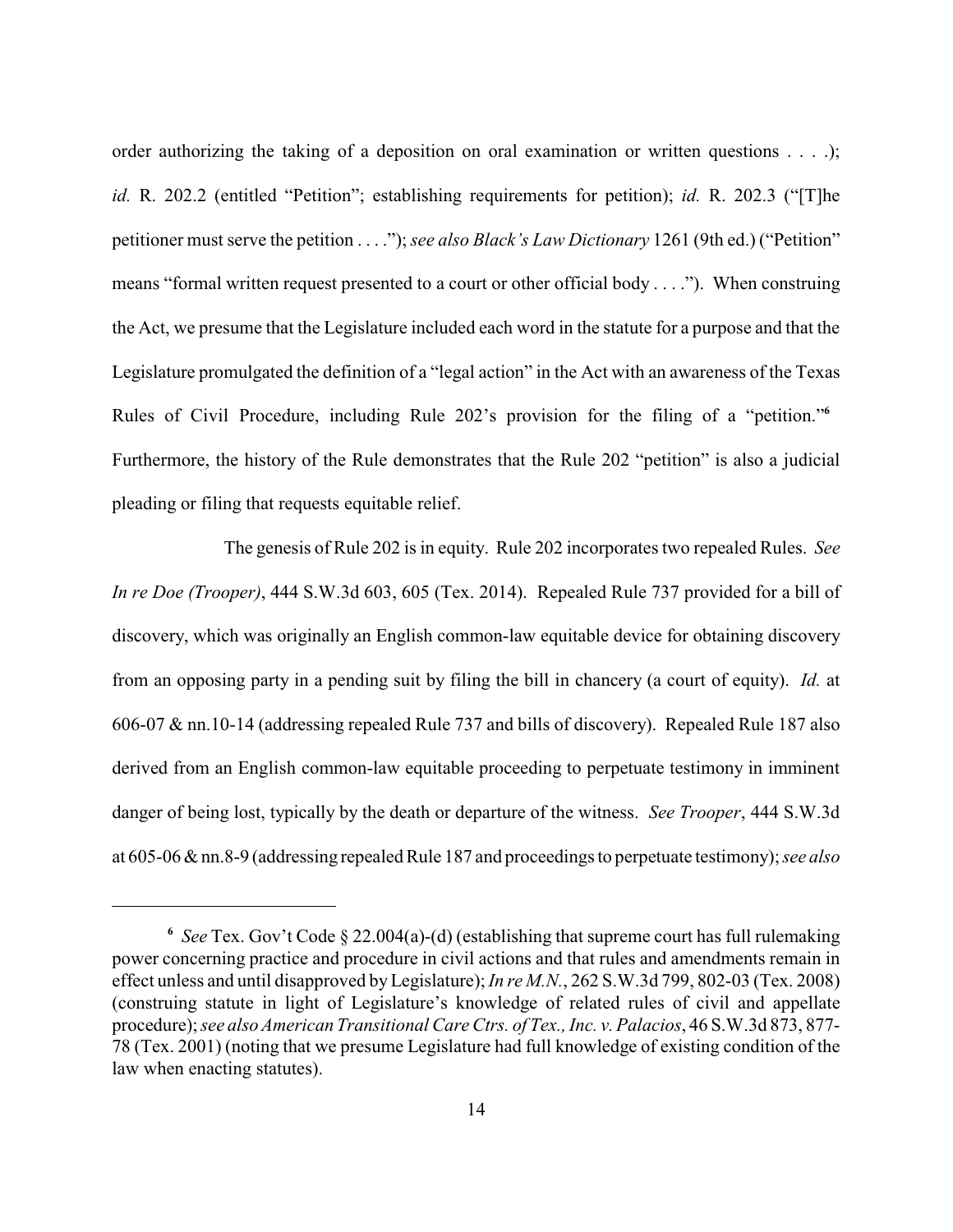order authorizing the taking of a deposition on oral examination or written questions . . . .); *id.* R. 202.2 (entitled "Petition"; establishing requirements for petition); *id.* R. 202.3 ("[T]he petitioner must serve the petition . . . ."); *see also Black's Law Dictionary* 1261 (9th ed.) ("Petition" means "formal written request presented to a court or other official body . . . ."). When construing the Act, we presume that the Legislature included each word in the statute for a purpose and that the Legislature promulgated the definition of a "legal action" in the Act with an awareness of the Texas Rules of Civil Procedure, including Rule 202's provision for the filing of a "petition."[6] Furthermore, the history of the Rule demonstrates that the Rule 202 "petition" is also a judicial pleading or filing that requests equitable relief.

The genesis of Rule 202 is in equity. Rule 202 incorporates two repealed Rules. *See In re Doe (Trooper)*, 444 S.W.3d 603, 605 (Tex. 2014). Repealed Rule 737 provided for a bill of discovery, which was originally an English common-law equitable device for obtaining discovery from an opposing party in a pending suit by filing the bill in chancery (a court of equity). *Id.* at 606-07 & nn.10-14 (addressing repealed Rule 737 and bills of discovery). Repealed Rule 187 also derived from an English common-law equitable proceeding to perpetuate testimony in imminent danger of being lost, typically by the death or departure of the witness. *See Trooper*, 444 S.W.3d at 605-06 & nn.8-9 (addressing repealed Rule 187 and proceedings to perpetuate testimony); *see also*

---

[6] *See* Tex. Gov't Code § 22.004(a)-(d) (establishing that supreme court has full rulemaking power concerning practice and procedure in civil actions and that rules and amendments remain in effect unless and until disapproved by Legislature); *In re M.N.*, 262 S.W.3d 799, 802-03 (Tex. 2008) (construing statute in light of Legislature's knowledge of related rules of civil and appellate procedure); *see also American Transitional Care Ctrs. of Tex., Inc. v. Palacios*, 46 S.W.3d 873, 877-78 (Tex. 2001) (noting that we presume Legislature had full knowledge of existing condition of the law when enacting statutes).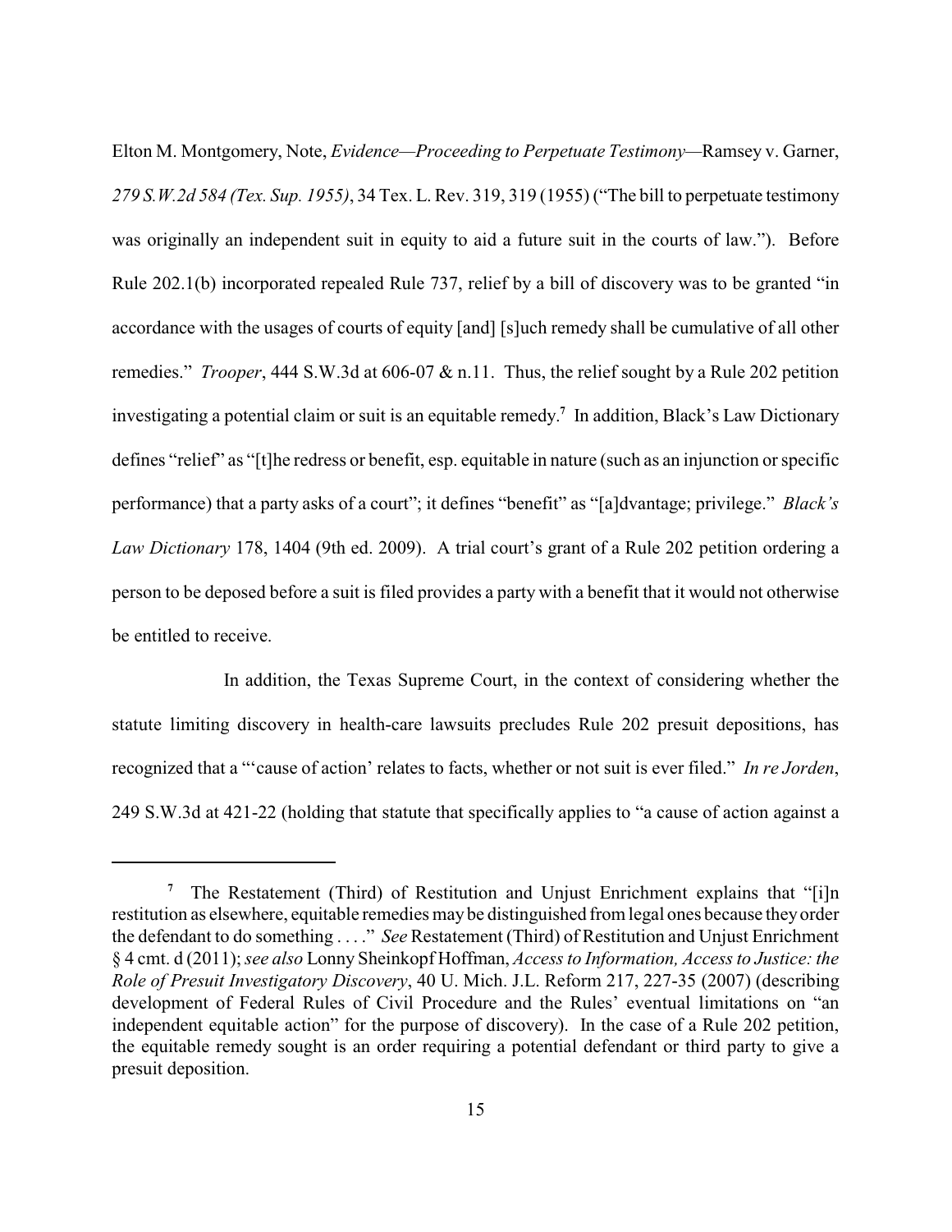Elton M. Montgomery, Note, *Evidence—Proceeding to Perpetuate Testimony*—Ramsey v. Garner, *279 S.W.2d 584 (Tex. Sup. 1955)*, 34 Tex. L. Rev. 319, 319 (1955) ("The bill to perpetuate testimony was originally an independent suit in equity to aid a future suit in the courts of law."). Before Rule 202.1(b) incorporated repealed Rule 737, relief by a bill of discovery was to be granted "in accordance with the usages of courts of equity [and] [s]uch remedy shall be cumulative of all other remedies." *Trooper*, 444 S.W.3d at 606-07 & n.11. Thus, the relief sought by a Rule 202 petition investigating a potential claim or suit is an equitable remedy.[7] In addition, Black's Law Dictionary defines "relief" as "[t]he redress or benefit, esp. equitable in nature (such as an injunction or specific performance) that a party asks of a court"; it defines "benefit" as "[a]dvantage; privilege." *Black's Law Dictionary* 178, 1404 (9th ed. 2009). A trial court's grant of a Rule 202 petition ordering a person to be deposed before a suit is filed provides a party with a benefit that it would not otherwise be entitled to receive.

In addition, the Texas Supreme Court, in the context of considering whether the statute limiting discovery in health-care lawsuits precludes Rule 202 presuit depositions, has recognized that a "'cause of action' relates to facts, whether or not suit is ever filed." *In re Jorden*, 249 S.W.3d at 421-22 (holding that statute that specifically applies to "a cause of action against a

---

[7] The Restatement (Third) of Restitution and Unjust Enrichment explains that "[i]n restitution as elsewhere, equitable remedies may be distinguished from legal ones because they order the defendant to do something . . . ." *See* Restatement (Third) of Restitution and Unjust Enrichment § 4 cmt. d (2011); *see also* Lonny Sheinkopf Hoffman, *Access to Information, Access to Justice: the Role of Presuit Investigatory Discovery*, 40 U. Mich. J.L. Reform 217, 227-35 (2007) (describing development of Federal Rules of Civil Procedure and the Rules' eventual limitations on "an independent equitable action" for the purpose of discovery). In the case of a Rule 202 petition, the equitable remedy sought is an order requiring a potential defendant or third party to give a presuit deposition.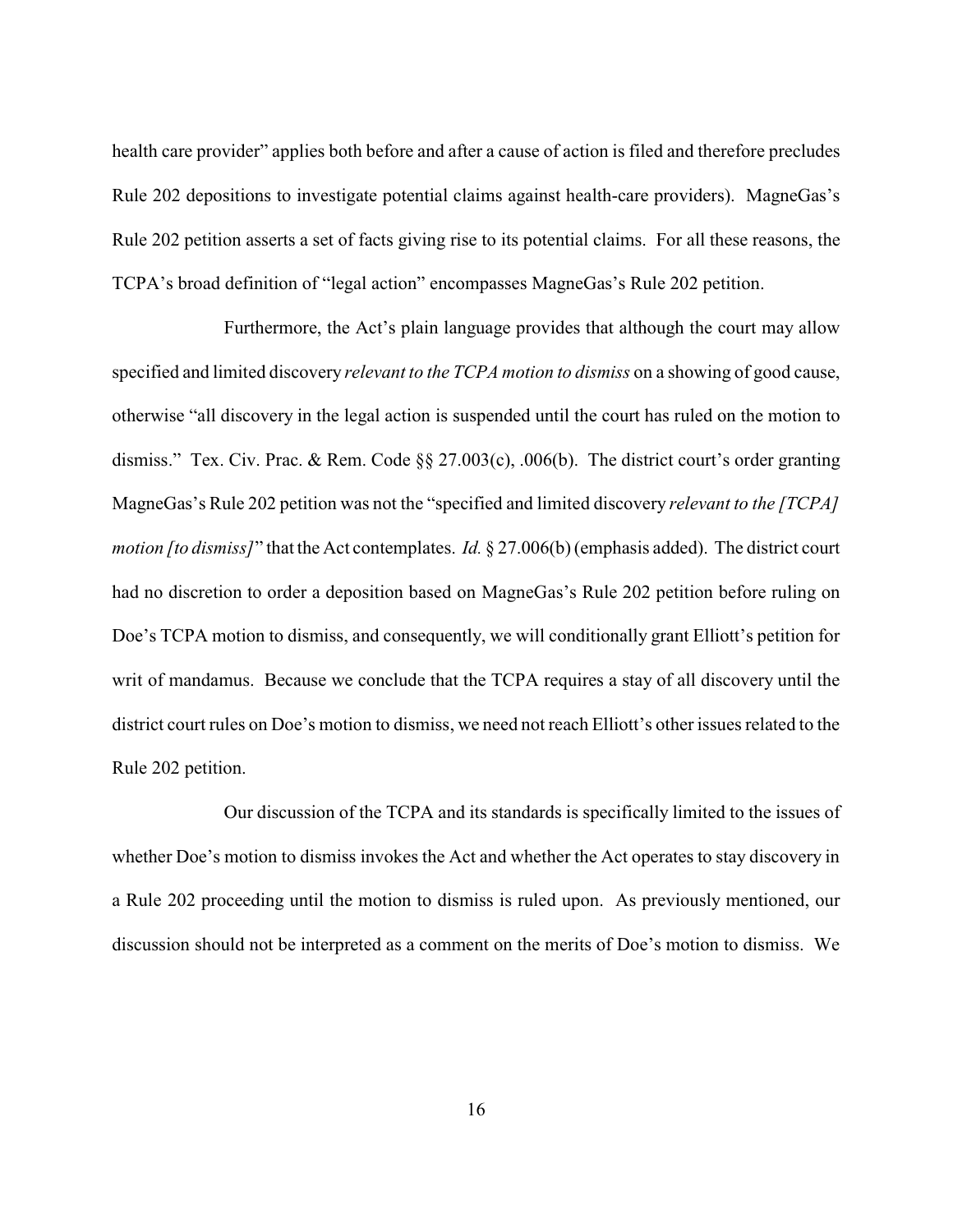health care provider" applies both before and after a cause of action is filed and therefore precludes Rule 202 depositions to investigate potential claims against health-care providers). MagneGas's Rule 202 petition asserts a set of facts giving rise to its potential claims. For all these reasons, the TCPA's broad definition of "legal action" encompasses MagneGas's Rule 202 petition.

Furthermore, the Act's plain language provides that although the court may allow specified and limited discovery *relevant to the TCPA motion to dismiss* on a showing of good cause, otherwise "all discovery in the legal action is suspended until the court has ruled on the motion to dismiss." Tex. Civ. Prac. & Rem. Code §§ 27.003(c), .006(b). The district court's order granting MagneGas's Rule 202 petition was not the "specified and limited discovery *relevant to the [TCPA] motion [to dismiss]*" that the Act contemplates. *Id.* § 27.006(b) (emphasis added). The district court had no discretion to order a deposition based on MagneGas's Rule 202 petition before ruling on Doe's TCPA motion to dismiss, and consequently, we will conditionally grant Elliott's petition for writ of mandamus. Because we conclude that the TCPA requires a stay of all discovery until the district court rules on Doe's motion to dismiss, we need not reach Elliott's other issues related to the Rule 202 petition.

Our discussion of the TCPA and its standards is specifically limited to the issues of whether Doe's motion to dismiss invokes the Act and whether the Act operates to stay discovery in a Rule 202 proceeding until the motion to dismiss is ruled upon. As previously mentioned, our discussion should not be interpreted as a comment on the merits of Doe's motion to dismiss. We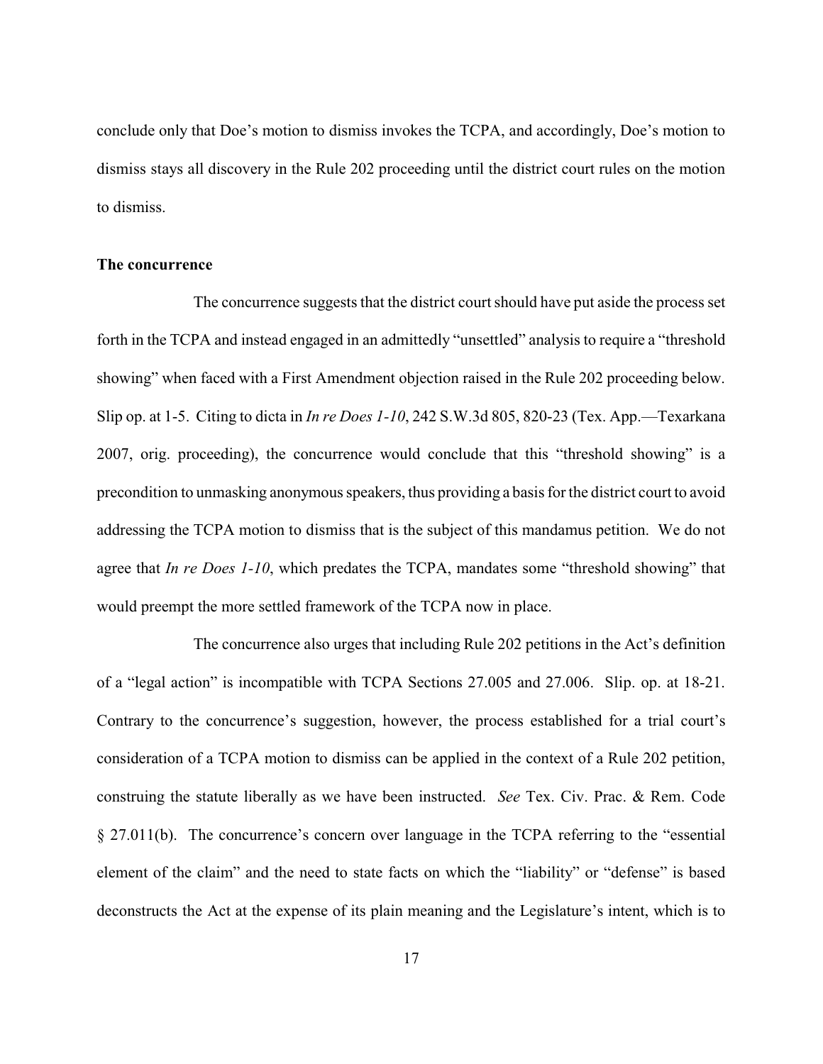conclude only that Doe's motion to dismiss invokes the TCPA, and accordingly, Doe's motion to dismiss stays all discovery in the Rule 202 proceeding until the district court rules on the motion to dismiss.

**The concurrence**

The concurrence suggests that the district court should have put aside the process set forth in the TCPA and instead engaged in an admittedly "unsettled" analysis to require a "threshold showing" when faced with a First Amendment objection raised in the Rule 202 proceeding below. Slip op. at 1-5. Citing to dicta in *In re Does 1-10*, 242 S.W.3d 805, 820-23 (Tex. App.—Texarkana 2007, orig. proceeding), the concurrence would conclude that this "threshold showing" is a precondition to unmasking anonymous speakers, thus providing a basis for the district court to avoid addressing the TCPA motion to dismiss that is the subject of this mandamus petition. We do not agree that *In re Does 1-10*, which predates the TCPA, mandates some "threshold showing" that would preempt the more settled framework of the TCPA now in place.

The concurrence also urges that including Rule 202 petitions in the Act's definition of a "legal action" is incompatible with TCPA Sections 27.005 and 27.006. Slip. op. at 18-21. Contrary to the concurrence's suggestion, however, the process established for a trial court's consideration of a TCPA motion to dismiss can be applied in the context of a Rule 202 petition, construing the statute liberally as we have been instructed. *See* Tex. Civ. Prac. & Rem. Code § 27.011(b). The concurrence's concern over language in the TCPA referring to the "essential element of the claim" and the need to state facts on which the "liability" or "defense" is based deconstructs the Act at the expense of its plain meaning and the Legislature's intent, which is to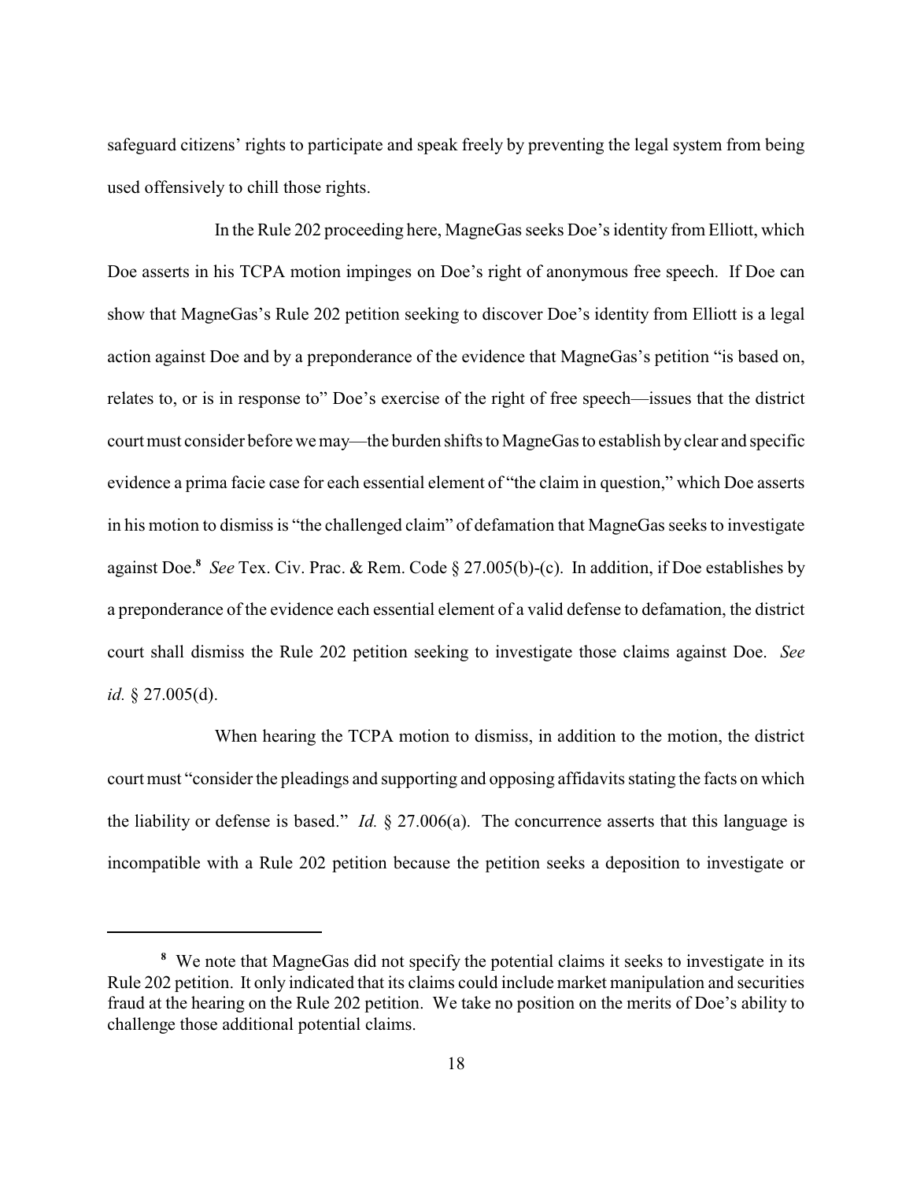safeguard citizens' rights to participate and speak freely by preventing the legal system from being used offensively to chill those rights.

In the Rule 202 proceeding here, MagneGas seeks Doe's identity from Elliott, which Doe asserts in his TCPA motion impinges on Doe's right of anonymous free speech. If Doe can show that MagneGas's Rule 202 petition seeking to discover Doe's identity from Elliott is a legal action against Doe and by a preponderance of the evidence that MagneGas's petition "is based on, relates to, or is in response to" Doe's exercise of the right of free speech—issues that the district court must consider before we may—the burden shifts to MagneGas to establish by clear and specific evidence a prima facie case for each essential element of "the claim in question," which Doe asserts in his motion to dismiss is "the challenged claim" of defamation that MagneGas seeks to investigate against Doe.[8] *See* Tex. Civ. Prac. & Rem. Code § 27.005(b)-(c). In addition, if Doe establishes by a preponderance of the evidence each essential element of a valid defense to defamation, the district court shall dismiss the Rule 202 petition seeking to investigate those claims against Doe. *See id.* § 27.005(d).

When hearing the TCPA motion to dismiss, in addition to the motion, the district court must "consider the pleadings and supporting and opposing affidavits stating the facts on which the liability or defense is based." *Id.* § 27.006(a). The concurrence asserts that this language is incompatible with a Rule 202 petition because the petition seeks a deposition to investigate or

---

[8] We note that MagneGas did not specify the potential claims it seeks to investigate in its Rule 202 petition. It only indicated that its claims could include market manipulation and securities fraud at the hearing on the Rule 202 petition. We take no position on the merits of Doe's ability to challenge those additional potential claims.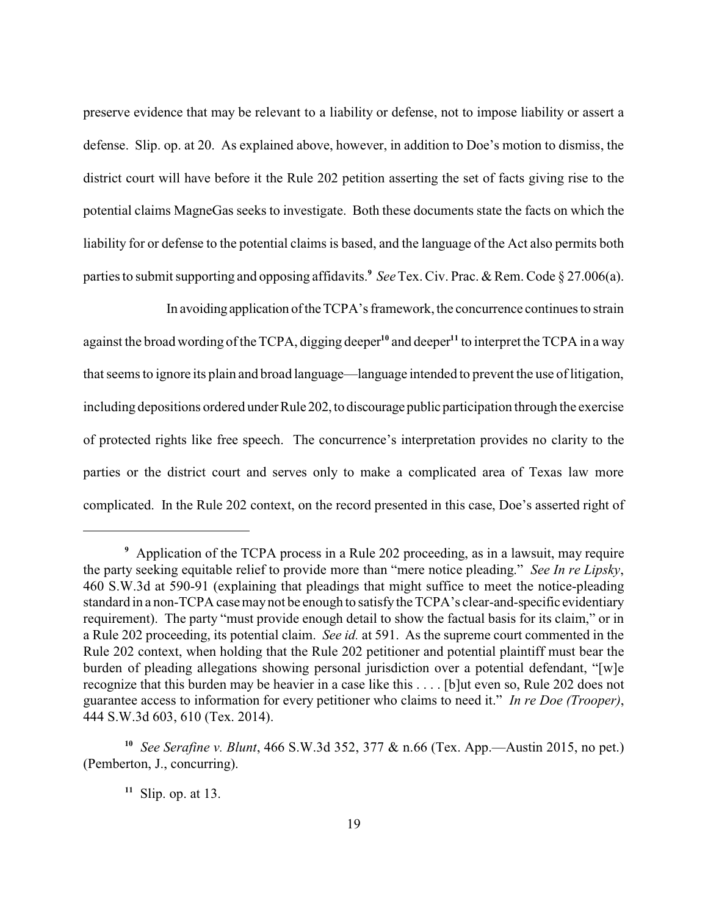preserve evidence that may be relevant to a liability or defense, not to impose liability or assert a defense. Slip. op. at 20. As explained above, however, in addition to Doe's motion to dismiss, the district court will have before it the Rule 202 petition asserting the set of facts giving rise to the potential claims MagneGas seeks to investigate. Both these documents state the facts on which the liability for or defense to the potential claims is based, and the language of the Act also permits both parties to submit supporting and opposing affidavits.[9] *See* Tex. Civ. Prac. & Rem. Code § 27.006(a).

In avoiding application of the TCPA's framework, the concurrence continues to strain against the broad wording of the TCPA, digging deeper[10] and deeper[11] to interpret the TCPA in a way that seems to ignore its plain and broad language—language intended to prevent the use of litigation, including depositions ordered under Rule 202, to discourage public participation through the exercise of protected rights like free speech. The concurrence's interpretation provides no clarity to the parties or the district court and serves only to make a complicated area of Texas law more complicated. In the Rule 202 context, on the record presented in this case, Doe's asserted right of

---

[9] Application of the TCPA process in a Rule 202 proceeding, as in a lawsuit, may require the party seeking equitable relief to provide more than "mere notice pleading." *See In re Lipsky*, 460 S.W.3d at 590-91 (explaining that pleadings that might suffice to meet the notice-pleading standard in a non-TCPA case may not be enough to satisfy the TCPA's clear-and-specific evidentiary requirement). The party "must provide enough detail to show the factual basis for its claim," or in a Rule 202 proceeding, its potential claim. *See id.* at 591. As the supreme court commented in the Rule 202 context, when holding that the Rule 202 petitioner and potential plaintiff must bear the burden of pleading allegations showing personal jurisdiction over a potential defendant, "[w]e recognize that this burden may be heavier in a case like this . . . . [b]ut even so, Rule 202 does not guarantee access to information for every petitioner who claims to need it." *In re Doe (Trooper)*, 444 S.W.3d 603, 610 (Tex. 2014).

[10] *See Serafine v. Blunt*, 466 S.W.3d 352, 377 & n.66 (Tex. App.—Austin 2015, no pet.) (Pemberton, J., concurring).

[11] Slip. op. at 13.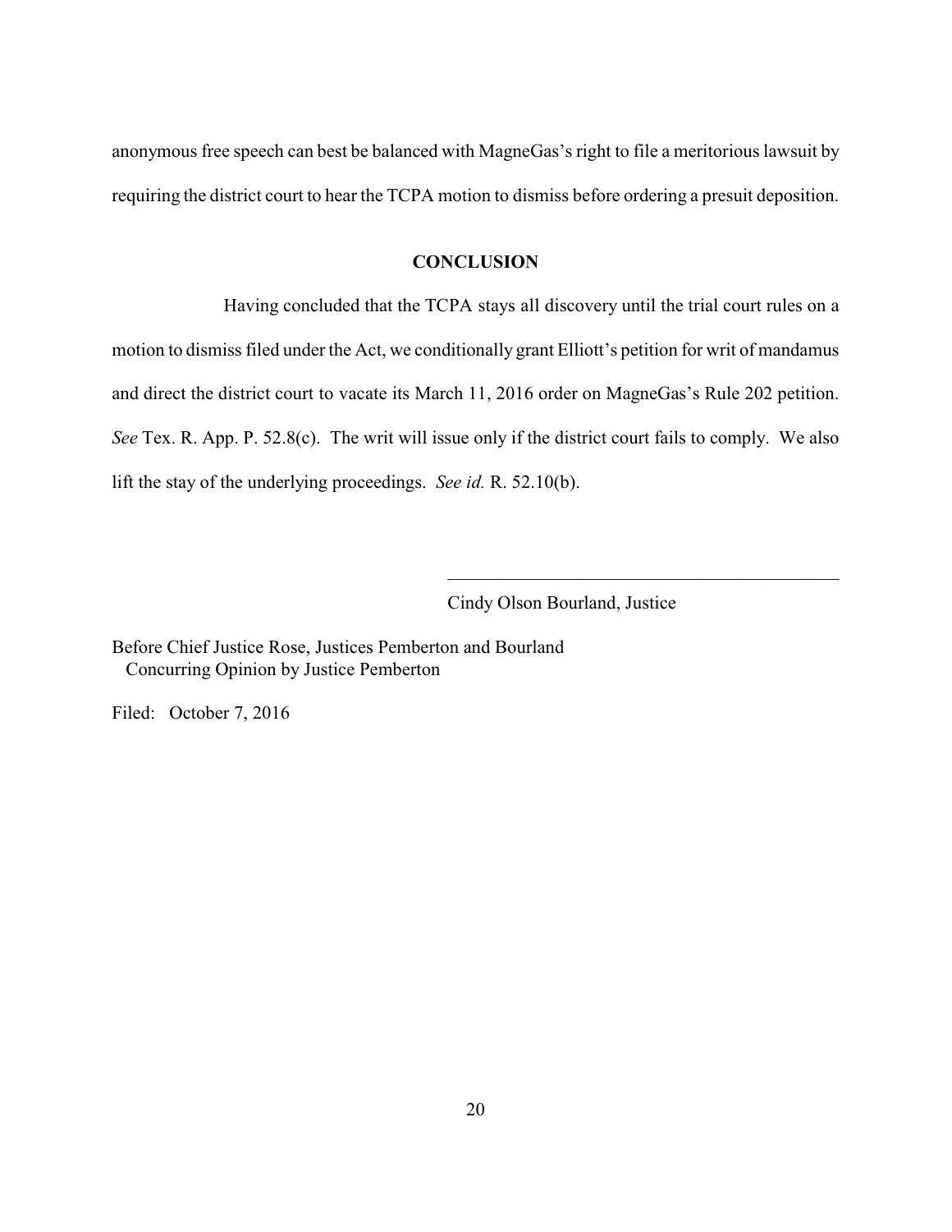anonymous free speech can best be balanced with MagneGas's right to file a meritorious lawsuit by requiring the district court to hear the TCPA motion to dismiss before ordering a presuit deposition.

## CONCLUSION

Having concluded that the TCPA stays all discovery until the trial court rules on a motion to dismiss filed under the Act, we conditionally grant Elliott's petition for writ of mandamus and direct the district court to vacate its March 11, 2016 order on MagneGas's Rule 202 petition. *See* Tex. R. App. P. 52.8(c). The writ will issue only if the district court fails to comply. We also lift the stay of the underlying proceedings. *See id.* R. 52.10(b).

Cindy Olson Bourland, Justice

Before Chief Justice Rose, Justices Pemberton and Bourland
Concurring Opinion by Justice Pemberton

Filed: October 7, 2016